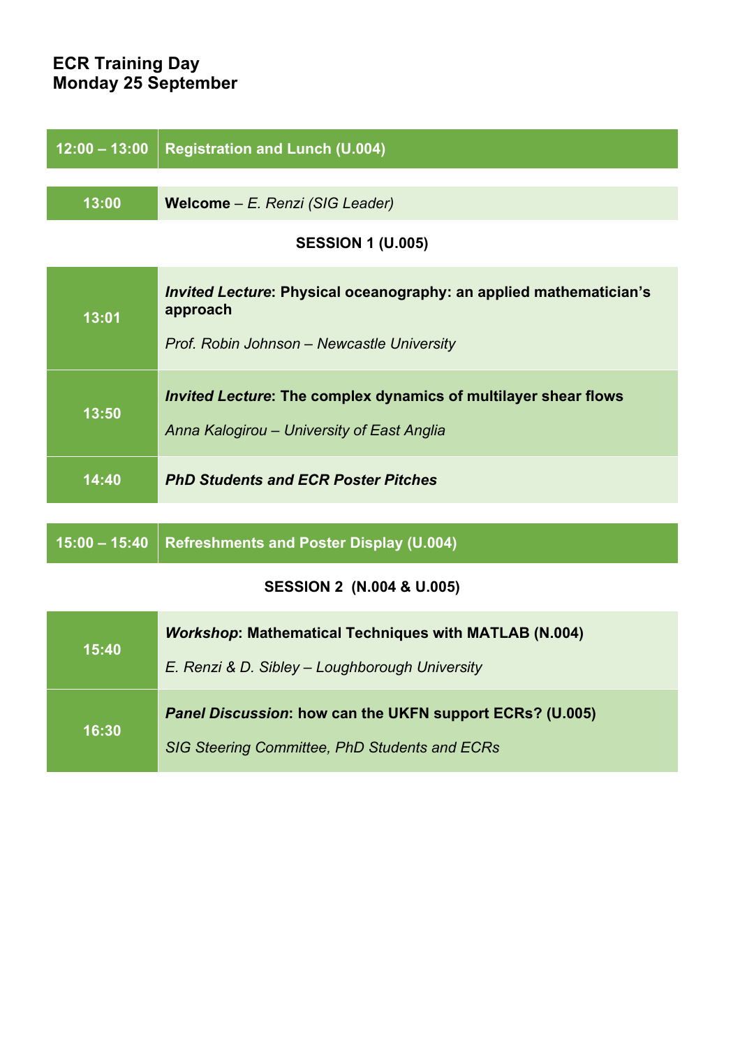# ECR Training Day
# Monday 25 September

| | |
|---|---|
| **12:00 – 13:00** | **Registration and Lunch (U.004)** |

| | |
|---|---|
| **13:00** | **Welcome** – *E. Renzi (SIG Leader)* |

**SESSION 1 (U.005)**

| | |
|---|---|
| **13:01** | ***Invited Lecture*: Physical oceanography: an applied mathematician's approach**<br><br>*Prof. Robin Johnson – Newcastle University* |
| **13:50** | ***Invited Lecture*: The complex dynamics of multilayer shear flows**<br><br>*Anna Kalogirou – University of East Anglia* |
| **14:40** | ***PhD Students and ECR Poster Pitches*** |

| | |
|---|---|
| **15:00 – 15:40** | **Refreshments and Poster Display (U.004)** |

**SESSION 2 (N.004 & U.005)**

| | |
|---|---|
| **15:40** | ***Workshop*: Mathematical Techniques with MATLAB (N.004)**<br><br>*E. Renzi & D. Sibley – Loughborough University* |
| **16:30** | ***Panel Discussion*: how can the UKFN support ECRs? (U.005)**<br><br>*SIG Steering Committee, PhD Students and ECRs* |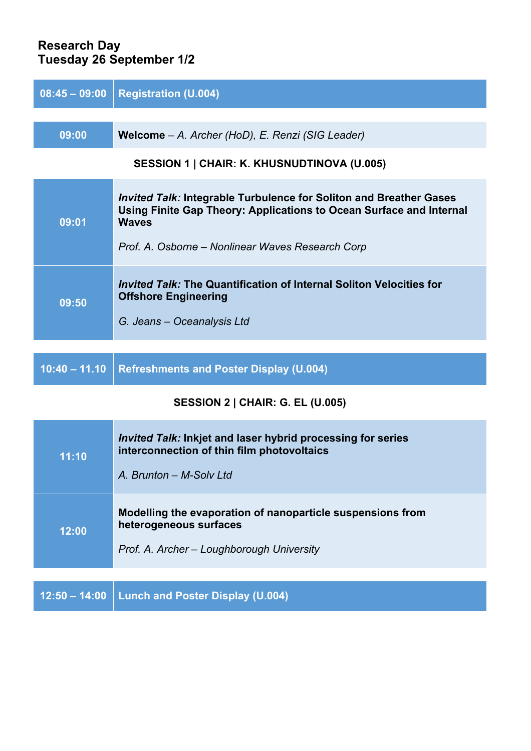# Research Day
## Tuesday 26 September 1/2

| | |
|---|---|
| **08:45 – 09:00** | **Registration (U.004)** |

| | |
|---|---|
| **09:00** | **Welcome** – *A. Archer (HoD), E. Renzi (SIG Leader)* |

### SESSION 1 | CHAIR: K. KHUSNUDTINOVA (U.005)

| | |
|---|---|
| **09:01** | ***Invited Talk:*** **Integrable Turbulence for Soliton and Breather Gases Using Finite Gap Theory: Applications to Ocean Surface and Internal Waves**<br><br>*Prof. A. Osborne – Nonlinear Waves Research Corp* |
| **09:50** | ***Invited Talk:*** **The Quantification of Internal Soliton Velocities for Offshore Engineering**<br><br>*G. Jeans – Oceanalysis Ltd* |

| | |
|---|---|
| **10:40 – 11.10** | **Refreshments and Poster Display (U.004)** |

### SESSION 2 | CHAIR: G. EL (U.005)

| | |
|---|---|
| **11:10** | ***Invited Talk:*** **Inkjet and laser hybrid processing for series interconnection of thin film photovoltaics**<br><br>*A. Brunton – M-Solv Ltd* |
| **12:00** | **Modelling the evaporation of nanoparticle suspensions from heterogeneous surfaces**<br><br>*Prof. A. Archer – Loughborough University* |

| | |
|---|---|
| **12:50 – 14:00** | **Lunch and Poster Display (U.004)** |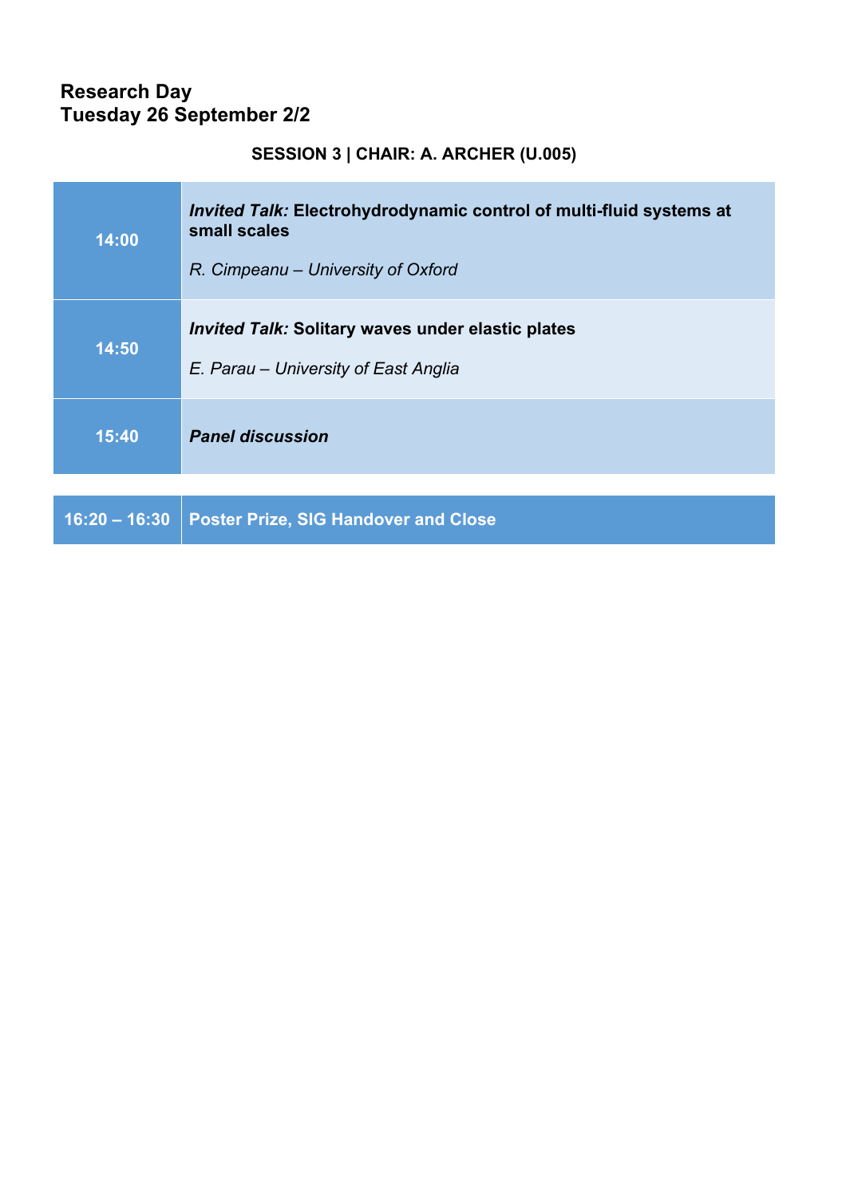## Research Day
## Tuesday 26 September 2/2

**SESSION 3 | CHAIR: A. ARCHER (U.005)**

| | |
|---|---|
| **14:00** | ***Invited Talk:* Electrohydrodynamic control of multi-fluid systems at small scales**<br><br>*R. Cimpeanu – University of Oxford* |
| **14:50** | ***Invited Talk:* Solitary waves under elastic plates**<br><br>*E. Parau – University of East Anglia* |
| **15:40** | ***Panel discussion*** |

| | |
|---|---|
| **16:20 – 16:30** | **Poster Prize, SIG Handover and Close** |